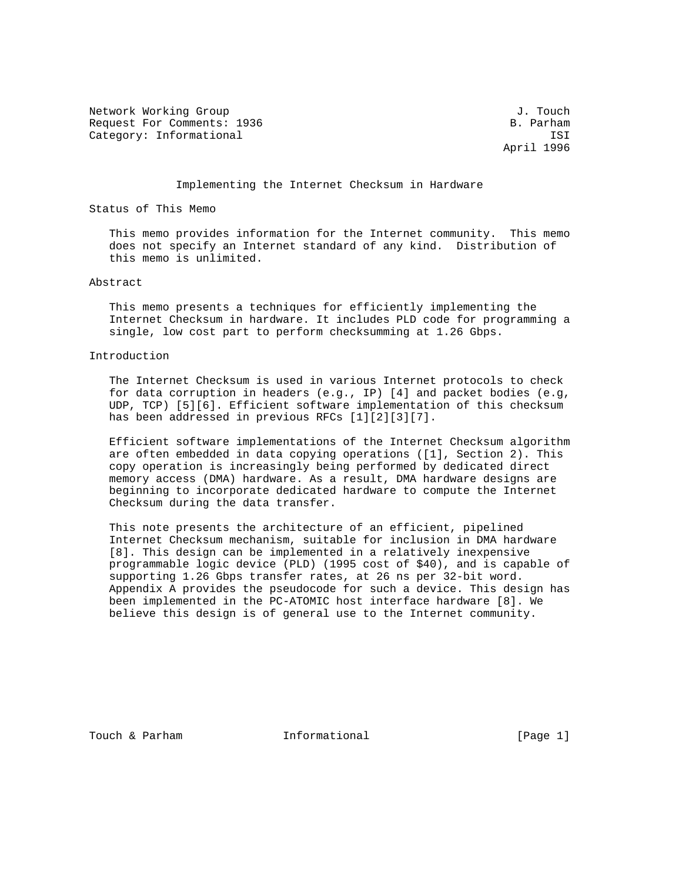Network Working Group J. Touch
Request For Comments: 1936 B. Parham
Category: Informational ISI
April 1996

# Implementing the Internet Checksum in Hardware

## Status of This Memo

This memo provides information for the Internet community. This memo does not specify an Internet standard of any kind. Distribution of this memo is unlimited.

## Abstract

This memo presents a techniques for efficiently implementing the Internet Checksum in hardware. It includes PLD code for programming a single, low cost part to perform checksumming at 1.26 Gbps.

## Introduction

The Internet Checksum is used in various Internet protocols to check for data corruption in headers (e.g., IP) [4] and packet bodies (e.g, UDP, TCP) [5][6]. Efficient software implementation of this checksum has been addressed in previous RFCs [1][2][3][7].

Efficient software implementations of the Internet Checksum algorithm are often embedded in data copying operations ([1], Section 2). This copy operation is increasingly being performed by dedicated direct memory access (DMA) hardware. As a result, DMA hardware designs are beginning to incorporate dedicated hardware to compute the Internet Checksum during the data transfer.

This note presents the architecture of an efficient, pipelined Internet Checksum mechanism, suitable for inclusion in DMA hardware [8]. This design can be implemented in a relatively inexpensive programmable logic device (PLD) (1995 cost of $40), and is capable of supporting 1.26 Gbps transfer rates, at 26 ns per 32-bit word. Appendix A provides the pseudocode for such a device. This design has been implemented in the PC-ATOMIC host interface hardware [8]. We believe this design is of general use to the Internet community.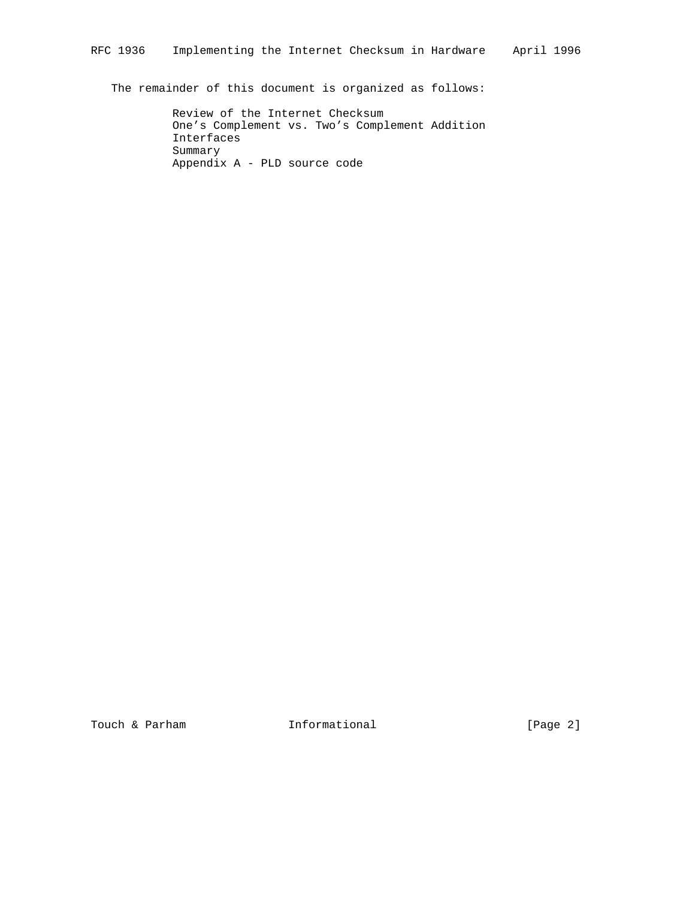The remainder of this document is organized as follows:

- Review of the Internet Checksum
- One’s Complement vs. Two’s Complement Addition
- Interfaces
- Summary
- Appendix A - PLD source code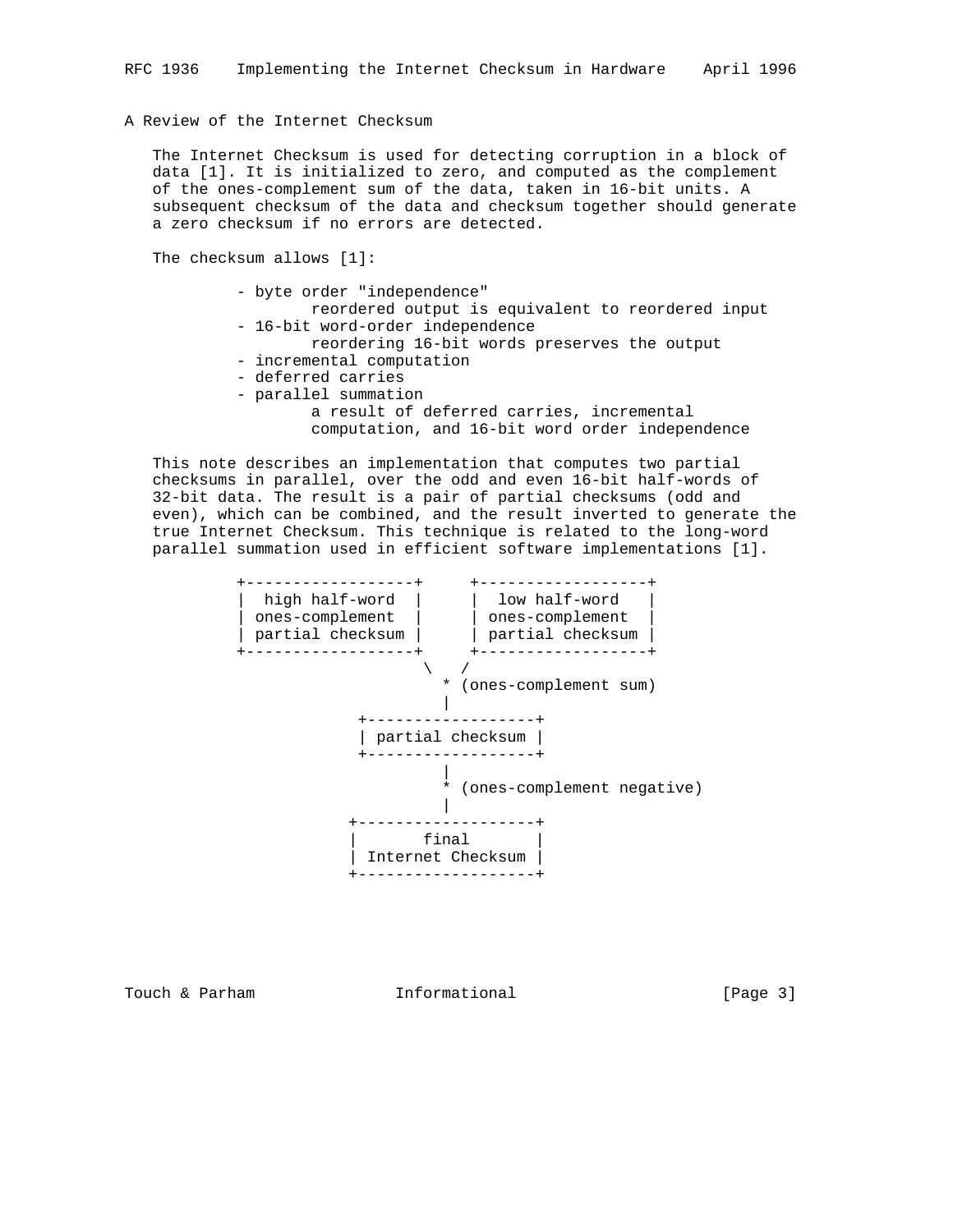## A Review of the Internet Checksum

The Internet Checksum is used for detecting corruption in a block of data [1]. It is initialized to zero, and computed as the complement of the ones-complement sum of the data, taken in 16-bit units. A subsequent checksum of the data and checksum together should generate a zero checksum if no errors are detected.

The checksum allows [1]:

- byte order "independence"
  reordered output is equivalent to reordered input
- 16-bit word-order independence
  reordering 16-bit words preserves the output
- incremental computation
- deferred carries
- parallel summation
  a result of deferred carries, incremental computation, and 16-bit word order independence

This note describes an implementation that computes two partial checksums in parallel, over the odd and even 16-bit half-words of 32-bit data. The result is a pair of partial checksums (odd and even), which can be combined, and the result inverted to generate the true Internet Checksum. This technique is related to the long-word parallel summation used in efficient software implementations [1].

```
+------------------+     +------------------+
|  high half-word  |     |  low half-word   |
| ones-complement  |     | ones-complement  |
| partial checksum |     | partial checksum |
+------------------+     +------------------+
                   \   /
                     * (ones-complement sum)
                     |
           +------------------+
           | partial checksum |
           +------------------+
                     |
                     * (ones-complement negative)
                     |
          +-------------------+
          |       final       |
          | Internet Checksum |
          +-------------------+
```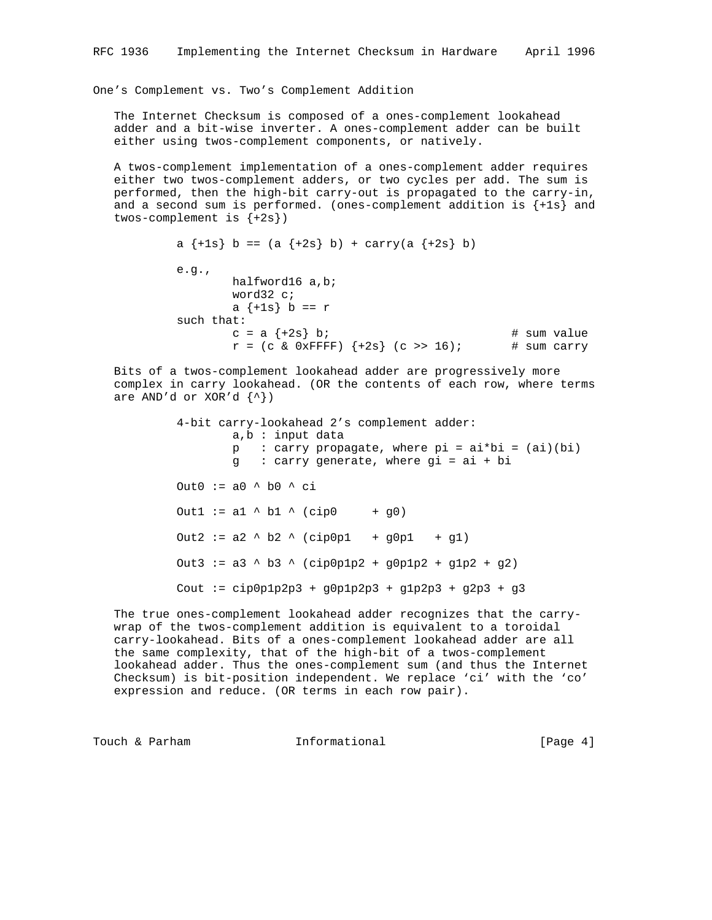## One's Complement vs. Two's Complement Addition

The Internet Checksum is composed of a ones-complement lookahead adder and a bit-wise inverter. A ones-complement adder can be built either using twos-complement components, or natively.

A twos-complement implementation of a ones-complement adder requires either two twos-complement adders, or two cycles per add. The sum is performed, then the high-bit carry-out is propagated to the carry-in, and a second sum is performed. (ones-complement addition is {+1s} and twos-complement is {+2s})

```
        a {+1s} b == (a {+2s} b) + carry(a {+2s} b)

        e.g.,
                halfword16 a,b;
                word32 c;
                a {+1s} b == r
        such that:
                c = a {+2s} b;                          # sum value
                r = (c & 0xFFFF) {+2s} (c >> 16);       # sum carry
```

Bits of a twos-complement lookahead adder are progressively more complex in carry lookahead. (OR the contents of each row, where terms are AND'd or XOR'd {^})

```
        4-bit carry-lookahead 2's complement adder:
                a,b : input data
                p   : carry propagate, where pi = ai*bi = (ai)(bi)
                g   : carry generate, where gi = ai + bi

        Out0 := a0 ^ b0 ^ ci

        Out1 := a1 ^ b1 ^ (cip0     + g0)

        Out2 := a2 ^ b2 ^ (cip0p1   + g0p1   + g1)

        Out3 := a3 ^ b3 ^ (cip0p1p2 + g0p1p2 + g1p2 + g2)

        Cout := cip0p1p2p3 + g0p1p2p3 + g1p2p3 + g2p3 + g3
```

The true ones-complement lookahead adder recognizes that the carry-wrap of the twos-complement addition is equivalent to a toroidal carry-lookahead. Bits of a ones-complement lookahead adder are all the same complexity, that of the high-bit of a twos-complement lookahead adder. Thus the ones-complement sum (and thus the Internet Checksum) is bit-position independent. We replace 'ci' with the 'co' expression and reduce. (OR terms in each row pair).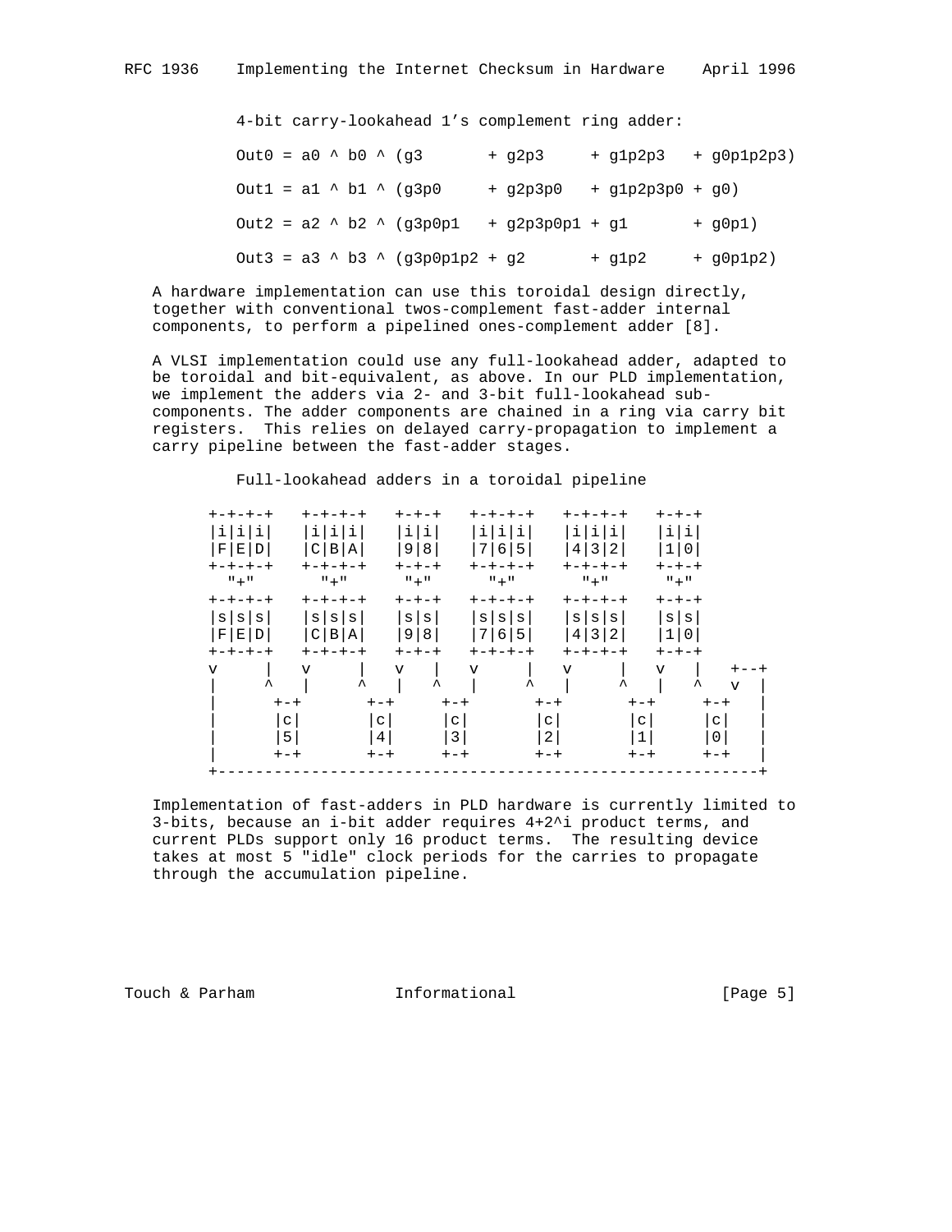```
4-bit carry-lookahead 1's complement ring adder:

Out0 = a0 ^ b0 ^ (g3       + g2p3     + g1p2p3   + g0p1p2p3)

Out1 = a1 ^ b1 ^ (g3p0     + g2p3p0   + g1p2p3p0 + g0)

Out2 = a2 ^ b2 ^ (g3p0p1   + g2p3p0p1 + g1       + g0p1)

Out3 = a3 ^ b3 ^ (g3p0p1p2 + g2       + g1p2     + g0p1p2)
```

A hardware implementation can use this toroidal design directly, together with conventional twos-complement fast-adder internal components, to perform a pipelined ones-complement adder [8].

A VLSI implementation could use any full-lookahead adder, adapted to be toroidal and bit-equivalent, as above. In our PLD implementation, we implement the adders via 2- and 3-bit full-lookahead sub-components. The adder components are chained in a ring via carry bit registers.  This relies on delayed carry-propagation to implement a carry pipeline between the fast-adder stages.

```
            Full-lookahead adders in a toroidal pipeline

     +-+-+-+   +-+-+-+   +-+-+   +-+-+-+   +-+-+-+   +-+-+
     |i|i|i|   |i|i|i|   |i|i|   |i|i|i|   |i|i|i|   |i|i|
     |F|E|D|   |C|B|A|   |9|8|   |7|6|5|   |4|3|2|   |1|0|
     +-+-+-+   +-+-+-+   +-+-+   +-+-+-+   +-+-+-+   +-+-+
       "+"       "+"      "+"      "+"       "+"      "+"
     +-+-+-+   +-+-+-+   +-+-+   +-+-+-+   +-+-+-+   +-+-+
     |s|s|s|   |s|s|s|   |s|s|   |s|s|s|   |s|s|s|   |s|s|
     |F|E|D|   |C|B|A|   |9|8|   |7|6|5|   |4|3|2|   |1|0|
     +-+-+-+   +-+-+-+   +-+-+   +-+-+-+   +-+-+-+   +-+-+
     v     |   v     |   v   |   v     |   v     |   v   |   +--+
     |     ^   |     ^   |   ^   |     ^   |     ^   |   ^   v  |
     |      +-+       +-+     +-+       +-+       +-+     +-+   |
     |      |c|       |c|     |c|       |c|       |c|     |c|   |
     |      |5|       |4|     |3|       |2|       |1|     |0|   |
     |      +-+       +-+     +-+       +-+       +-+     +-+   |
     +----------------------------------------------------------+
```

Implementation of fast-adders in PLD hardware is currently limited to 3-bits, because an i-bit adder requires 4+2^i product terms, and current PLDs support only 16 product terms.  The resulting device takes at most 5 "idle" clock periods for the carries to propagate through the accumulation pipeline.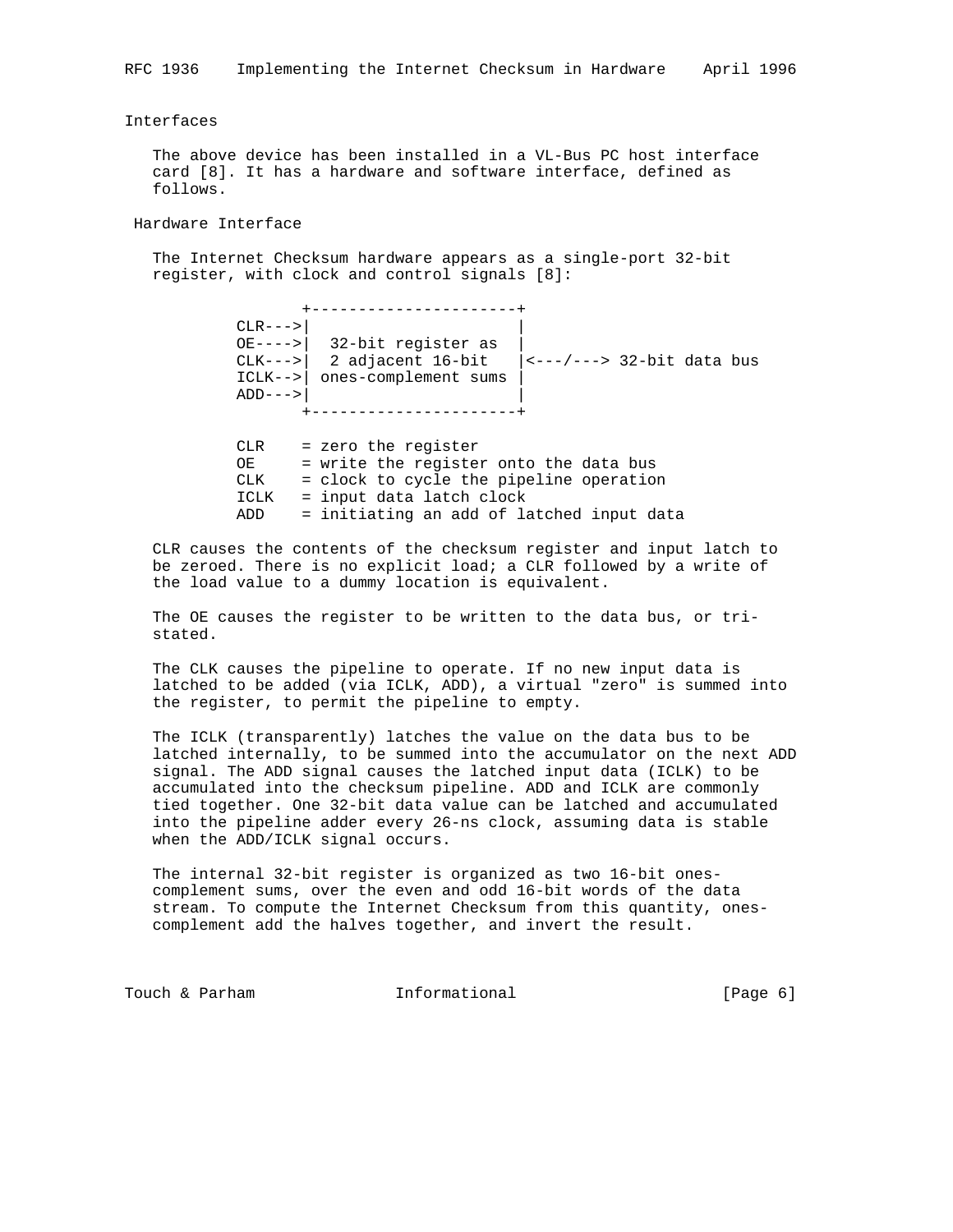## Interfaces

The above device has been installed in a VL-Bus PC host interface card [8]. It has a hardware and software interface, defined as follows.

### Hardware Interface

The Internet Checksum hardware appears as a single-port 32-bit register, with clock and control signals [8]:

```
              +----------------------+
     CLR--->|                      |
     OE---->|  32-bit register as  |
     CLK--->|  2 adjacent 16-bit   |<---/---> 32-bit data bus
     ICLK-->| ones-complement sums |
     ADD--->|                      |
              +----------------------+

     CLR    = zero the register
     OE     = write the register onto the data bus
     CLK    = clock to cycle the pipeline operation
     ICLK   = input data latch clock
     ADD    = initiating an add of latched input data
```

CLR causes the contents of the checksum register and input latch to be zeroed. There is no explicit load; a CLR followed by a write of the load value to a dummy location is equivalent.

The OE causes the register to be written to the data bus, or tri-stated.

The CLK causes the pipeline to operate. If no new input data is latched to be added (via ICLK, ADD), a virtual "zero" is summed into the register, to permit the pipeline to empty.

The ICLK (transparently) latches the value on the data bus to be latched internally, to be summed into the accumulator on the next ADD signal. The ADD signal causes the latched input data (ICLK) to be accumulated into the checksum pipeline. ADD and ICLK are commonly tied together. One 32-bit data value can be latched and accumulated into the pipeline adder every 26-ns clock, assuming data is stable when the ADD/ICLK signal occurs.

The internal 32-bit register is organized as two 16-bit ones-complement sums, over the even and odd 16-bit words of the data stream. To compute the Internet Checksum from this quantity, ones-complement add the halves together, and invert the result.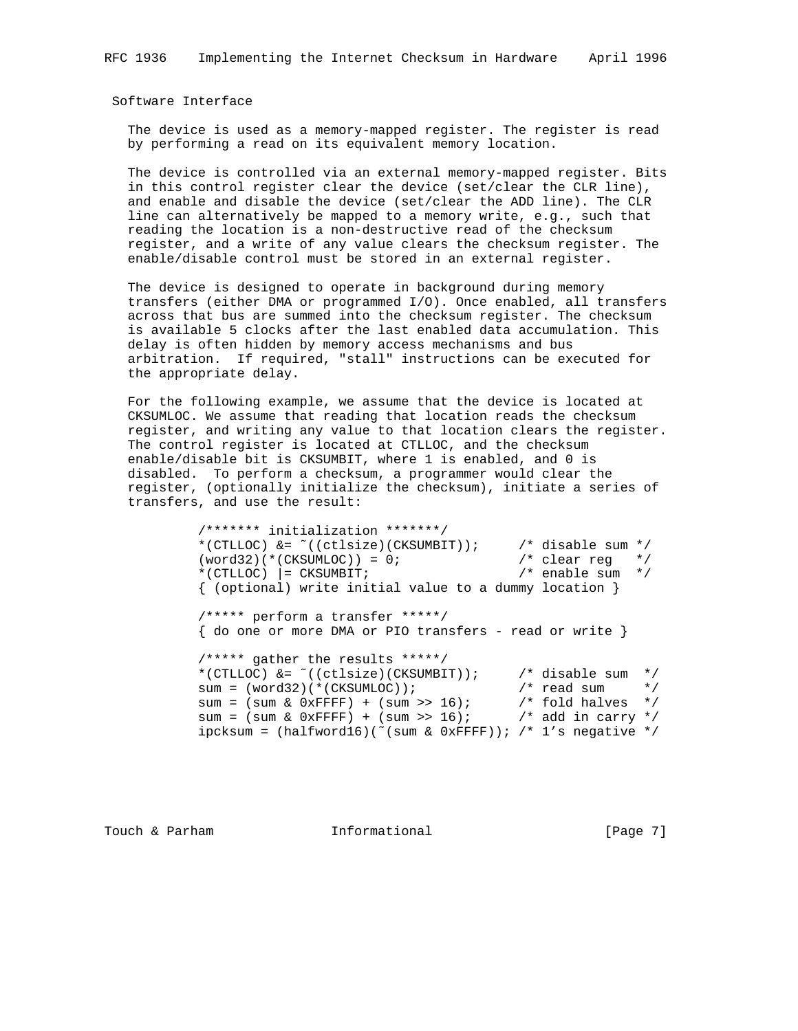## Software Interface

The device is used as a memory-mapped register. The register is read by performing a read on its equivalent memory location.

The device is controlled via an external memory-mapped register. Bits in this control register clear the device (set/clear the CLR line), and enable and disable the device (set/clear the ADD line). The CLR line can alternatively be mapped to a memory write, e.g., such that reading the location is a non-destructive read of the checksum register, and a write of any value clears the checksum register. The enable/disable control must be stored in an external register.

The device is designed to operate in background during memory transfers (either DMA or programmed I/O). Once enabled, all transfers across that bus are summed into the checksum register. The checksum is available 5 clocks after the last enabled data accumulation. This delay is often hidden by memory access mechanisms and bus arbitration. If required, "stall" instructions can be executed for the appropriate delay.

For the following example, we assume that the device is located at CKSUMLOC. We assume that reading that location reads the checksum register, and writing any value to that location clears the register. The control register is located at CTLLOC, and the checksum enable/disable bit is CKSUMBIT, where 1 is enabled, and 0 is disabled. To perform a checksum, a programmer would clear the register, (optionally initialize the checksum), initiate a series of transfers, and use the result:

```
/******* initialization *******/
*(CTLLOC) &= ~((ctlsize)(CKSUMBIT));     /* disable sum */
(word32)(*(CKSUMLOC)) = 0;               /* clear reg   */
*(CTLLOC) |= CKSUMBIT;                   /* enable sum  */
{ (optional) write initial value to a dummy location }

/***** perform a transfer *****/
{ do one or more DMA or PIO transfers - read or write }

/***** gather the results *****/
*(CTLLOC) &= ~((ctlsize)(CKSUMBIT));     /* disable sum  */
sum = (word32)(*(CKSUMLOC));             /* read sum     */
sum = (sum & 0xFFFF) + (sum >> 16);      /* fold halves  */
sum = (sum & 0xFFFF) + (sum >> 16);      /* add in carry */
ipcksum = (halfword16)(~(sum & 0xFFFF)); /* 1's negative */
```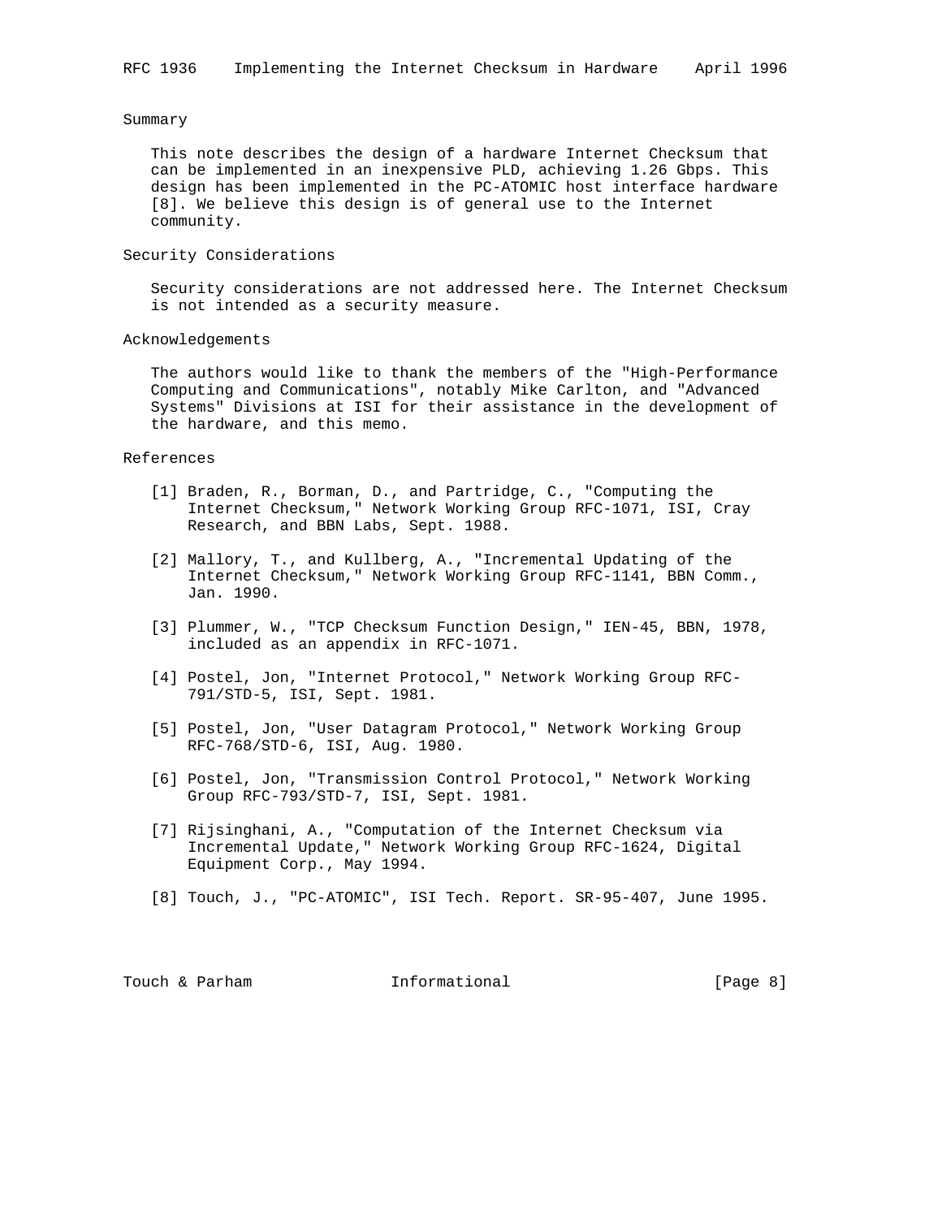## Summary

This note describes the design of a hardware Internet Checksum that can be implemented in an inexpensive PLD, achieving 1.26 Gbps. This design has been implemented in the PC-ATOMIC host interface hardware [8]. We believe this design is of general use to the Internet community.

## Security Considerations

Security considerations are not addressed here. The Internet Checksum is not intended as a security measure.

## Acknowledgements

The authors would like to thank the members of the "High-Performance Computing and Communications", notably Mike Carlton, and "Advanced Systems" Divisions at ISI for their assistance in the development of the hardware, and this memo.

## References

[1] Braden, R., Borman, D., and Partridge, C., "Computing the Internet Checksum," Network Working Group RFC-1071, ISI, Cray Research, and BBN Labs, Sept. 1988.

[2] Mallory, T., and Kullberg, A., "Incremental Updating of the Internet Checksum," Network Working Group RFC-1141, BBN Comm., Jan. 1990.

[3] Plummer, W., "TCP Checksum Function Design," IEN-45, BBN, 1978, included as an appendix in RFC-1071.

[4] Postel, Jon, "Internet Protocol," Network Working Group RFC-791/STD-5, ISI, Sept. 1981.

[5] Postel, Jon, "User Datagram Protocol," Network Working Group RFC-768/STD-6, ISI, Aug. 1980.

[6] Postel, Jon, "Transmission Control Protocol," Network Working Group RFC-793/STD-7, ISI, Sept. 1981.

[7] Rijsinghani, A., "Computation of the Internet Checksum via Incremental Update," Network Working Group RFC-1624, Digital Equipment Corp., May 1994.

[8] Touch, J., "PC-ATOMIC", ISI Tech. Report. SR-95-407, June 1995.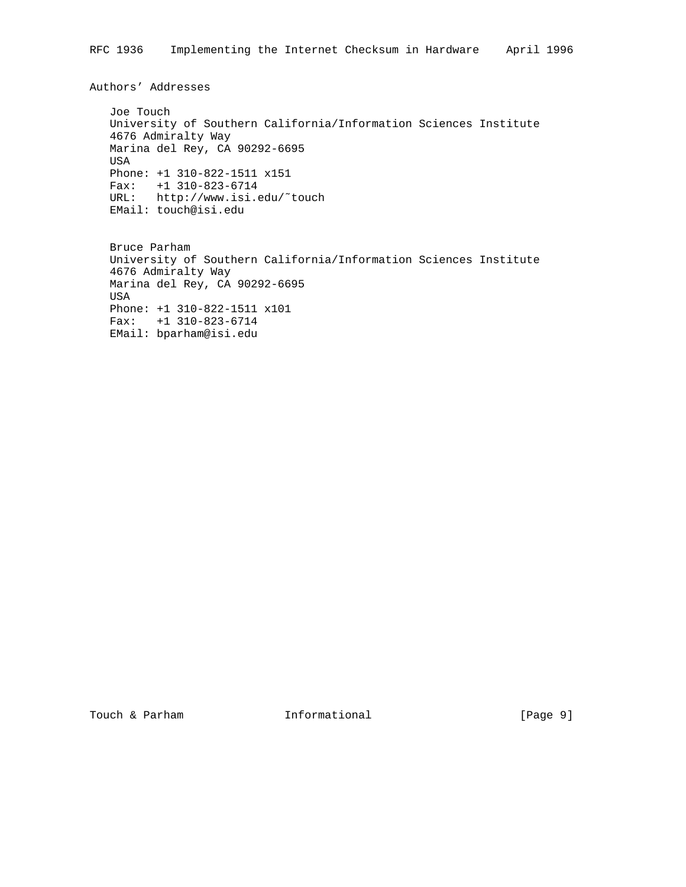## Authors' Addresses

Joe Touch
University of Southern California/Information Sciences Institute
4676 Admiralty Way
Marina del Rey, CA 90292-6695
USA
Phone: +1 310-822-1511 x151
Fax: +1 310-823-6714
URL: http://www.isi.edu/~touch
EMail: touch@isi.edu

Bruce Parham
University of Southern California/Information Sciences Institute
4676 Admiralty Way
Marina del Rey, CA 90292-6695
USA
Phone: +1 310-822-1511 x101
Fax: +1 310-823-6714
EMail: bparham@isi.edu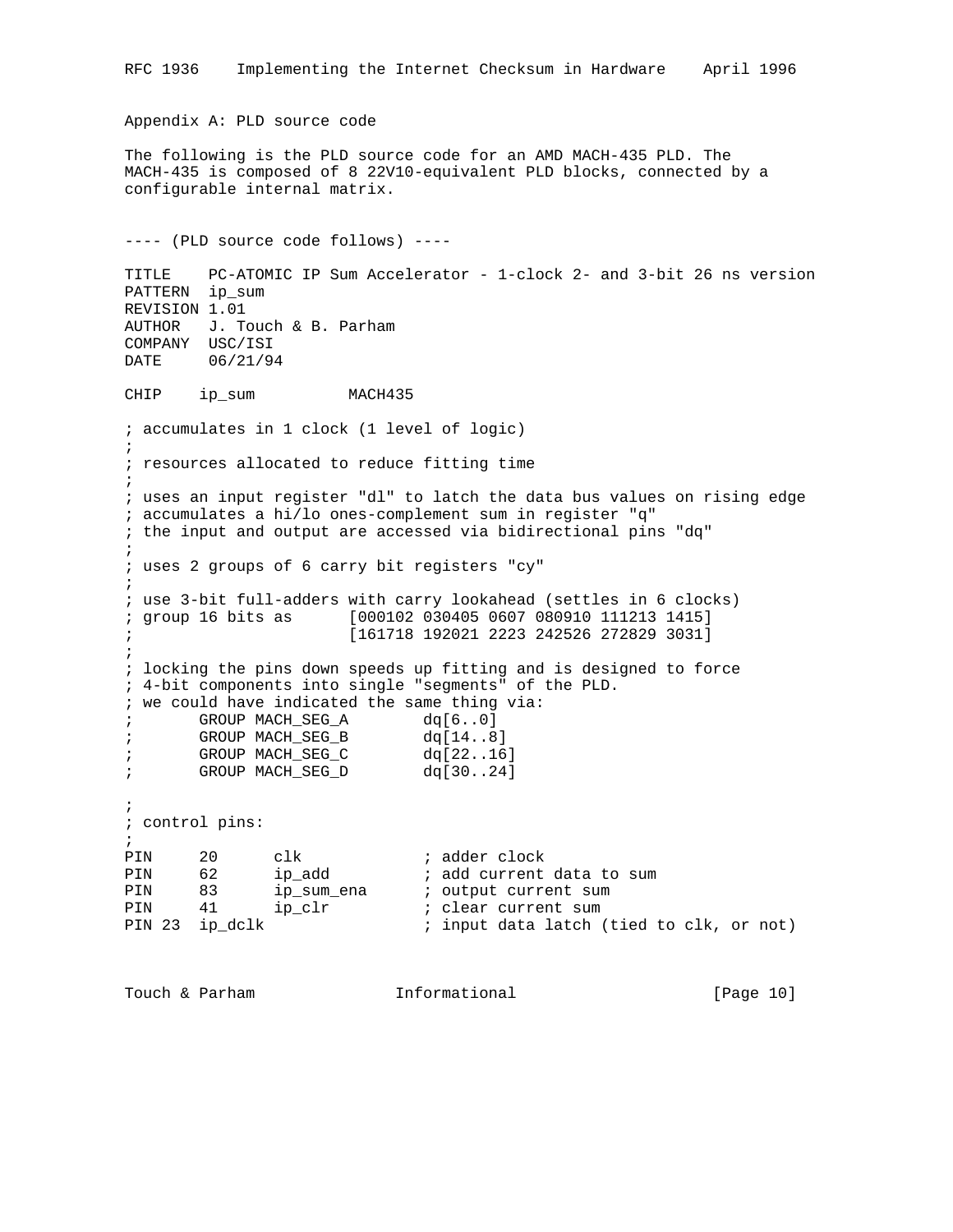Appendix A: PLD source code

The following is the PLD source code for an AMD MACH-435 PLD. The MACH-435 is composed of 8 22V10-equivalent PLD blocks, connected by a configurable internal matrix.

```
---- (PLD source code follows) ----

TITLE    PC-ATOMIC IP Sum Accelerator - 1-clock 2- and 3-bit 26 ns version
PATTERN  ip_sum
REVISION 1.01
AUTHOR   J. Touch & B. Parham
COMPANY  USC/ISI
DATE     06/21/94

CHIP    ip_sum          MACH435

; accumulates in 1 clock (1 level of logic)
;
; resources allocated to reduce fitting time
;
; uses an input register "dl" to latch the data bus values on rising edge
; accumulates a hi/lo ones-complement sum in register "q"
; the input and output are accessed via bidirectional pins "dq"
;
; uses 2 groups of 6 carry bit registers "cy"
;
; use 3-bit full-adders with carry lookahead (settles in 6 clocks)
; group 16 bits as      [000102 030405 0607 080910 111213 1415]
;                       [161718 192021 2223 242526 272829 3031]
;
; locking the pins down speeds up fitting and is designed to force
; 4-bit components into single "segments" of the PLD.
; we could have indicated the same thing via:
;       GROUP MACH_SEG_A        dq[6..0]
;       GROUP MACH_SEG_B        dq[14..8]
;       GROUP MACH_SEG_C        dq[22..16]
;       GROUP MACH_SEG_D        dq[30..24]

;
; control pins:
;
PIN     20      clk             ; adder clock
PIN     62      ip_add          ; add current data to sum
PIN     83      ip_sum_ena      ; output current sum
PIN     41      ip_clr          ; clear current sum
PIN 23  ip_dclk                 ; input data latch (tied to clk, or not)
```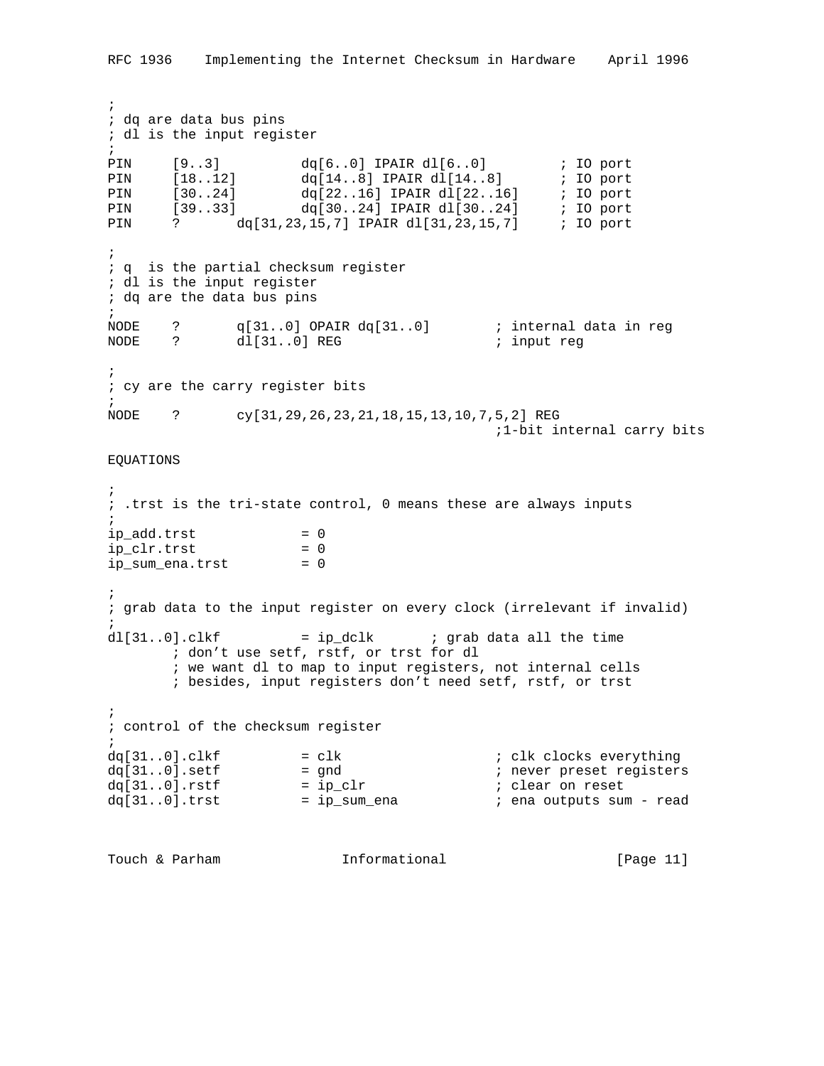```
;
; dq are data bus pins
; dl is the input register
;
PIN     [9..3]          dq[6..0] IPAIR dl[6..0]         ; IO port
PIN     [18..12]        dq[14..8] IPAIR dl[14..8]       ; IO port
PIN     [30..24]        dq[22..16] IPAIR dl[22..16]     ; IO port
PIN     [39..33]        dq[30..24] IPAIR dl[30..24]     ; IO port
PIN     ?       dq[31,23,15,7] IPAIR dl[31,23,15,7]     ; IO port

;
; q  is the partial checksum register
; dl is the input register
; dq are the data bus pins
;
NODE    ?       q[31..0] OPAIR dq[31..0]        ; internal data in reg
NODE    ?       dl[31..0] REG                   ; input reg

;
; cy are the carry register bits
;
NODE    ?       cy[31,29,26,23,21,18,15,13,10,7,5,2] REG
                                                ;1-bit internal carry bits

EQUATIONS

;
; .trst is the tri-state control, 0 means these are always inputs
;
ip_add.trst             = 0
ip_clr.trst             = 0
ip_sum_ena.trst         = 0

;
; grab data to the input register on every clock (irrelevant if invalid)
;
dl[31..0].clkf          = ip_dclk       ; grab data all the time
        ; don't use setf, rstf, or trst for dl
        ; we want dl to map to input registers, not internal cells
        ; besides, input registers don't need setf, rstf, or trst

;
; control of the checksum register
;
dq[31..0].clkf          = clk                   ; clk clocks everything
dq[31..0].setf          = gnd                   ; never preset registers
dq[31..0].rstf          = ip_clr                ; clear on reset
dq[31..0].trst          = ip_sum_ena            ; ena outputs sum - read
```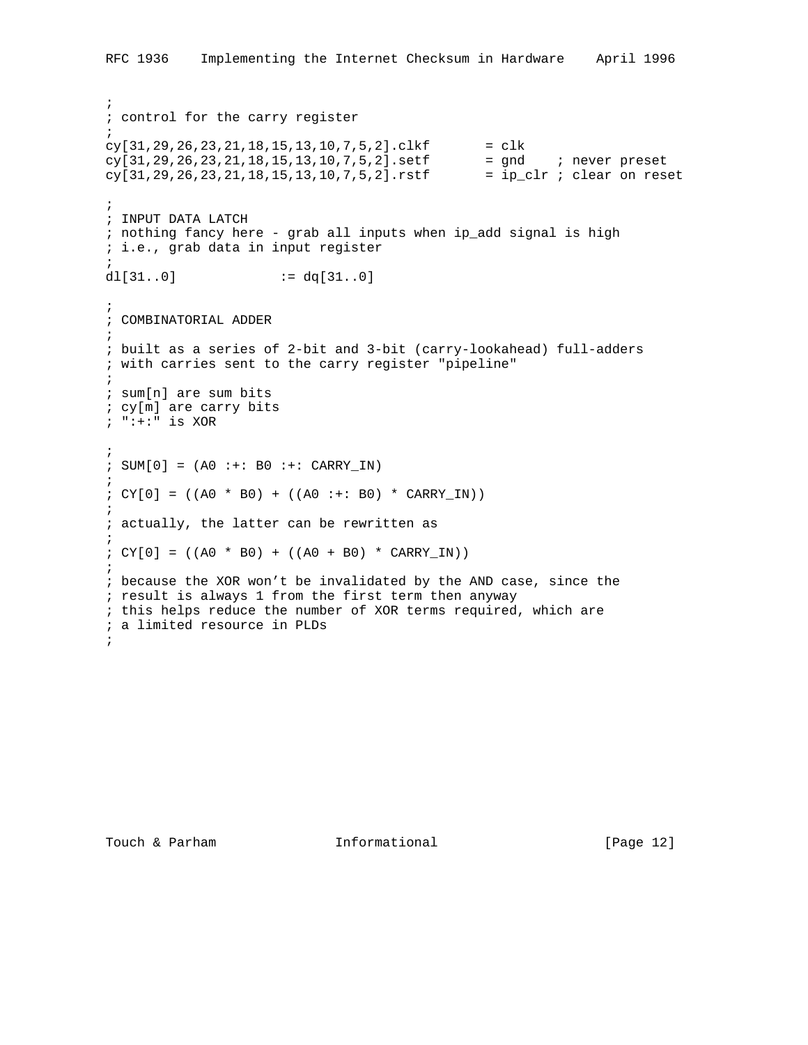```
;
; control for the carry register
;
cy[31,29,26,23,21,18,15,13,10,7,5,2].clkf       = clk
cy[31,29,26,23,21,18,15,13,10,7,5,2].setf       = gnd    ; never preset
cy[31,29,26,23,21,18,15,13,10,7,5,2].rstf       = ip_clr ; clear on reset

;
; INPUT DATA LATCH
; nothing fancy here - grab all inputs when ip_add signal is high
; i.e., grab data in input register
;
dl[31..0]            := dq[31..0]

;
; COMBINATORIAL ADDER
;
; built as a series of 2-bit and 3-bit (carry-lookahead) full-adders
; with carries sent to the carry register "pipeline"
;
; sum[n] are sum bits
; cy[m] are carry bits
; ":+:" is XOR

;
; SUM[0] = (A0 :+: B0 :+: CARRY_IN)
;
; CY[0] = ((A0 * B0) + ((A0 :+: B0) * CARRY_IN))
;
; actually, the latter can be rewritten as
;
; CY[0] = ((A0 * B0) + ((A0 + B0) * CARRY_IN))
;
; because the XOR won't be invalidated by the AND case, since the
; result is always 1 from the first term then anyway
; this helps reduce the number of XOR terms required, which are
; a limited resource in PLDs
;
```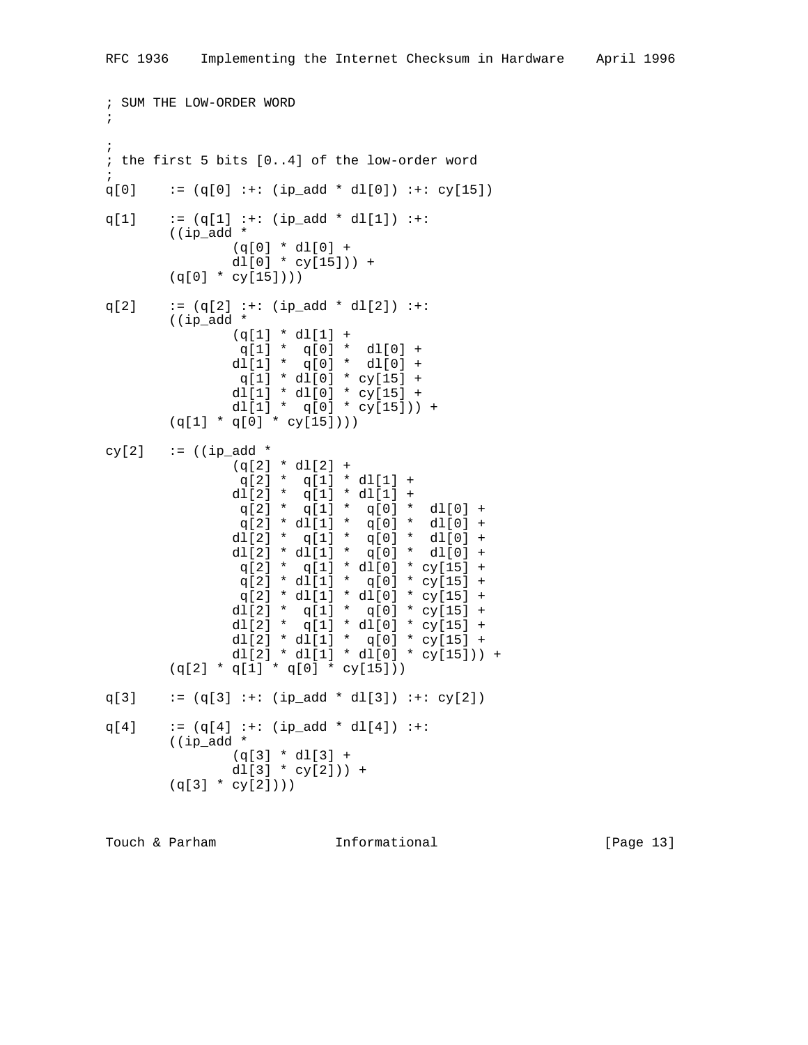```
; SUM THE LOW-ORDER WORD
;

;
; the first 5 bits [0..4] of the low-order word
;
q[0]    := (q[0] :+: (ip_add * dl[0]) :+: cy[15])

q[1]    := (q[1] :+: (ip_add * dl[1]) :+:
        ((ip_add *
                (q[0] * dl[0] +
                dl[0] * cy[15])) +
        (q[0] * cy[15])))

q[2]    := (q[2] :+: (ip_add * dl[2]) :+:
        ((ip_add *
                (q[1] * dl[1] +
                 q[1] *  q[0] *  dl[0] +
                dl[1] *  q[0] *  dl[0] +
                 q[1] * dl[0] * cy[15] +
                dl[1] * dl[0] * cy[15] +
                dl[1] *  q[0] * cy[15])) +
        (q[1] * q[0] * cy[15])))

cy[2]   := ((ip_add *
                (q[2] * dl[2] +
                 q[2] *  q[1] * dl[1] +
                dl[2] *  q[1] * dl[1] +
                 q[2] *  q[1] *  q[0] *  dl[0] +
                 q[2] * dl[1] *  q[0] *  dl[0] +
                dl[2] *  q[1] *  q[0] *  dl[0] +
                dl[2] * dl[1] *  q[0] *  dl[0] +
                 q[2] *  q[1] * dl[0] * cy[15] +
                 q[2] * dl[1] *  q[0] * cy[15] +
                 q[2] * dl[1] * dl[0] * cy[15] +
                dl[2] *  q[1] *  q[0] * cy[15] +
                dl[2] *  q[1] * dl[0] * cy[15] +
                dl[2] * dl[1] *  q[0] * cy[15] +
                dl[2] * dl[1] * dl[0] * cy[15])) +
        (q[2] * q[1] * q[0] * cy[15]))

q[3]    := (q[3] :+: (ip_add * dl[3]) :+: cy[2])

q[4]    := (q[4] :+: (ip_add * dl[4]) :+:
        ((ip_add *
                (q[3] * dl[3] +
                dl[3] * cy[2])) +
        (q[3] * cy[2])))
```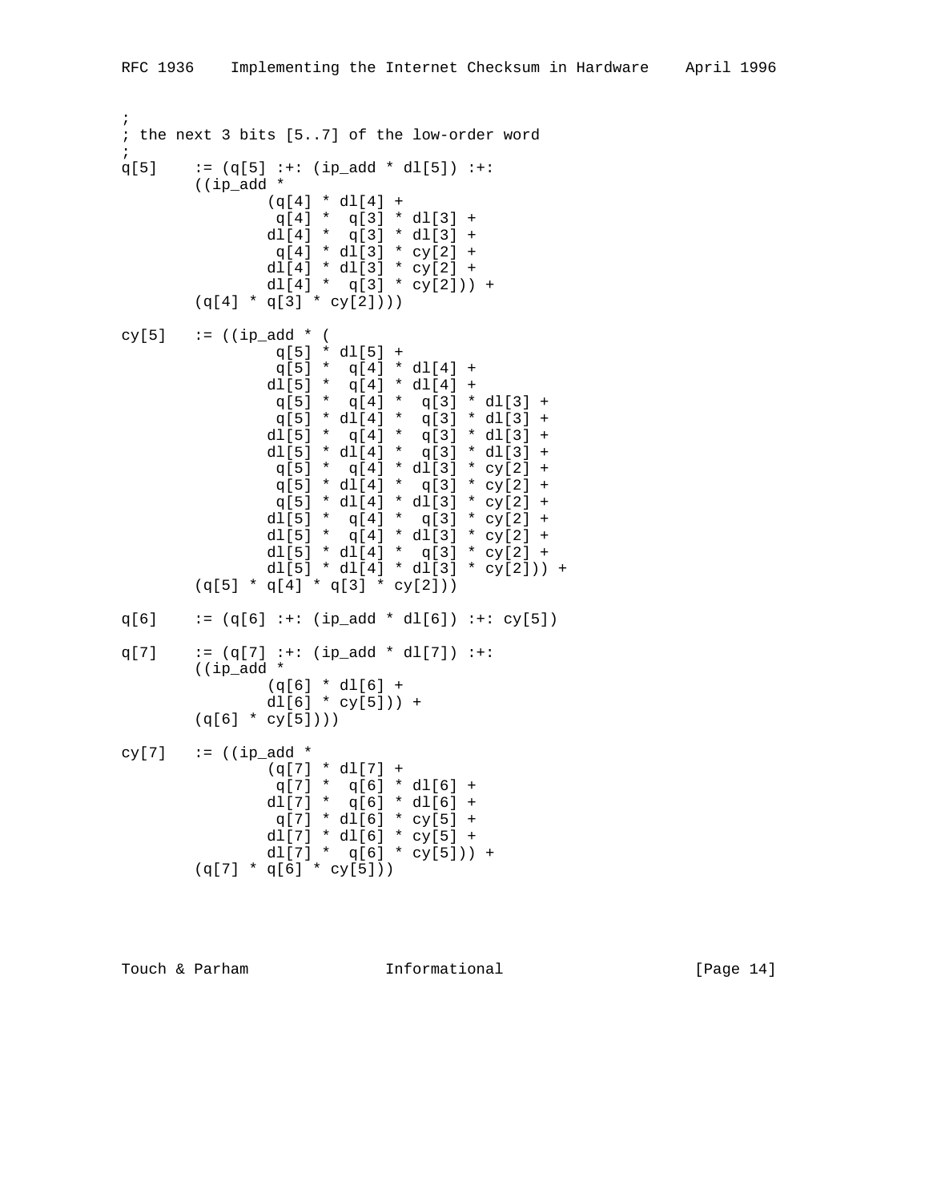```
;
; the next 3 bits [5..7] of the low-order word
;
q[5]    := (q[5] :+: (ip_add * dl[5]) :+:
        ((ip_add *
                (q[4] * dl[4] +
                 q[4] *  q[3] * dl[3] +
                dl[4] *  q[3] * dl[3] +
                 q[4] * dl[3] * cy[2] +
                dl[4] * dl[3] * cy[2] +
                dl[4] *  q[3] * cy[2])) +
        (q[4] * q[3] * cy[2])))

cy[5]   := ((ip_add * (
                 q[5] * dl[5] +
                 q[5] *  q[4] * dl[4] +
                dl[5] *  q[4] * dl[4] +
                 q[5] *  q[4] *  q[3] * dl[3] +
                 q[5] * dl[4] *  q[3] * dl[3] +
                dl[5] *  q[4] *  q[3] * dl[3] +
                dl[5] * dl[4] *  q[3] * dl[3] +
                 q[5] *  q[4] * dl[3] * cy[2] +
                 q[5] * dl[4] *  q[3] * cy[2] +
                 q[5] * dl[4] * dl[3] * cy[2] +
                dl[5] *  q[4] *  q[3] * cy[2] +
                dl[5] *  q[4] * dl[3] * cy[2] +
                dl[5] * dl[4] *  q[3] * cy[2] +
                dl[5] * dl[4] * dl[3] * cy[2])) +
        (q[5] * q[4] * q[3] * cy[2]))

q[6]    := (q[6] :+: (ip_add * dl[6]) :+: cy[5])

q[7]    := (q[7] :+: (ip_add * dl[7]) :+:
        ((ip_add *
                (q[6] * dl[6] +
                dl[6] * cy[5])) +
        (q[6] * cy[5])))

cy[7]   := ((ip_add *
                (q[7] * dl[7] +
                 q[7] *  q[6] * dl[6] +
                dl[7] *  q[6] * dl[6] +
                 q[7] * dl[6] * cy[5] +
                dl[7] * dl[6] * cy[5] +
                dl[7] *  q[6] * cy[5])) +
        (q[7] * q[6] * cy[5]))
```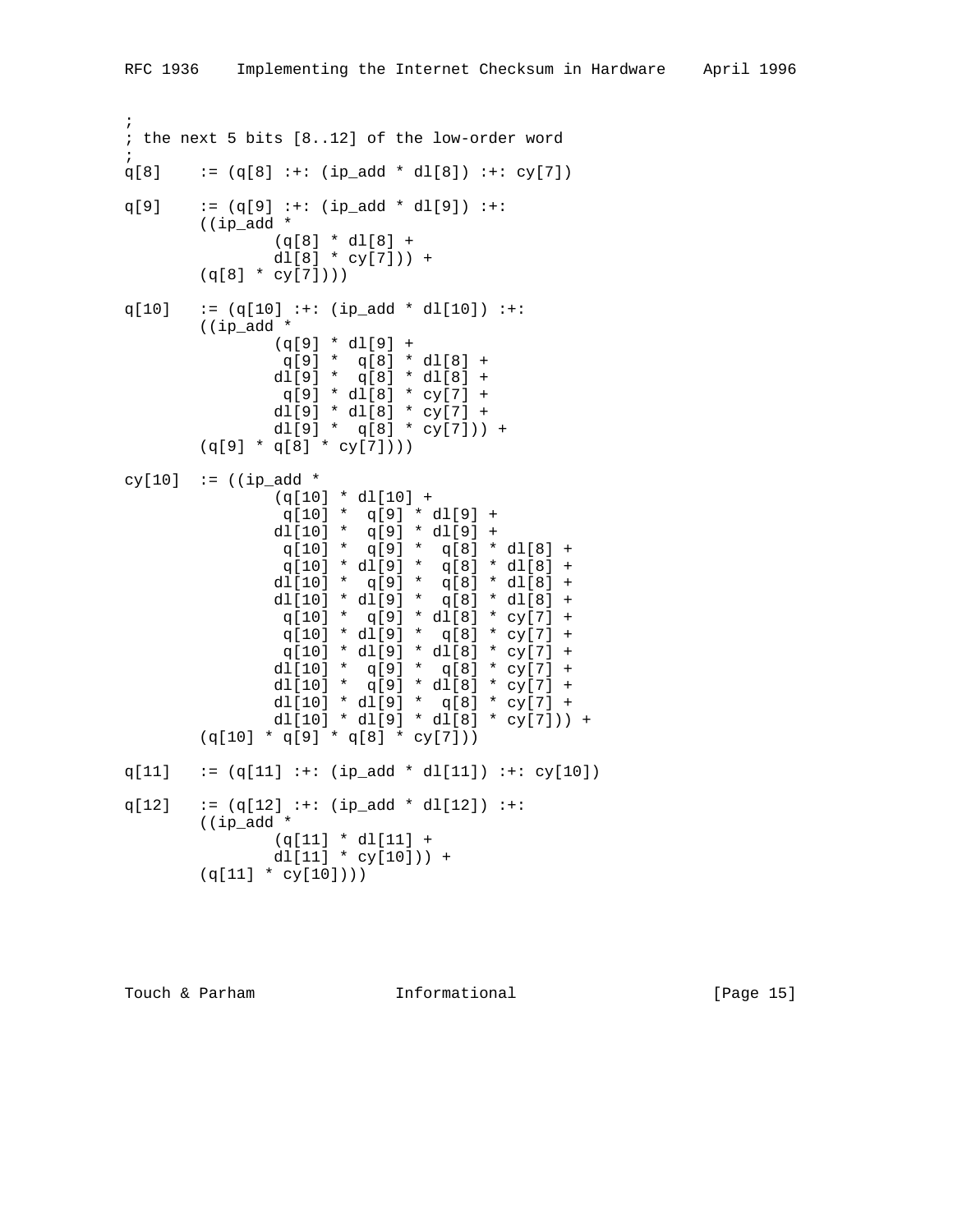```
;
; the next 5 bits [8..12] of the low-order word
;
q[8]    := (q[8] :+: (ip_add * dl[8]) :+: cy[7])

q[9]    := (q[9] :+: (ip_add * dl[9]) :+:
        ((ip_add *
                (q[8] * dl[8] +
                dl[8] * cy[7])) +
        (q[8] * cy[7])))

q[10]   := (q[10] :+: (ip_add * dl[10]) :+:
        ((ip_add *
                (q[9] * dl[9] +
                 q[9] *  q[8] * dl[8] +
                dl[9] *  q[8] * dl[8] +
                 q[9] * dl[8] * cy[7] +
                dl[9] * dl[8] * cy[7] +
                dl[9] *  q[8] * cy[7])) +
        (q[9] * q[8] * cy[7])))

cy[10]  := ((ip_add *
                (q[10] * dl[10] +
                 q[10] *  q[9] * dl[9] +
                dl[10] *  q[9] * dl[9] +
                 q[10] *  q[9] *  q[8] * dl[8] +
                 q[10] * dl[9] *  q[8] * dl[8] +
                dl[10] *  q[9] *  q[8] * dl[8] +
                dl[10] * dl[9] *  q[8] * dl[8] +
                 q[10] *  q[9] * dl[8] * cy[7] +
                 q[10] * dl[9] *  q[8] * cy[7] +
                 q[10] * dl[9] * dl[8] * cy[7] +
                dl[10] *  q[9] *  q[8] * cy[7] +
                dl[10] *  q[9] * dl[8] * cy[7] +
                dl[10] * dl[9] *  q[8] * cy[7] +
                dl[10] * dl[9] * dl[8] * cy[7])) +
        (q[10] * q[9] * q[8] * cy[7]))

q[11]   := (q[11] :+: (ip_add * dl[11]) :+: cy[10])

q[12]   := (q[12] :+: (ip_add * dl[12]) :+:
        ((ip_add *
                (q[11] * dl[11] +
                dl[11] * cy[10])) +
        (q[11] * cy[10])))
```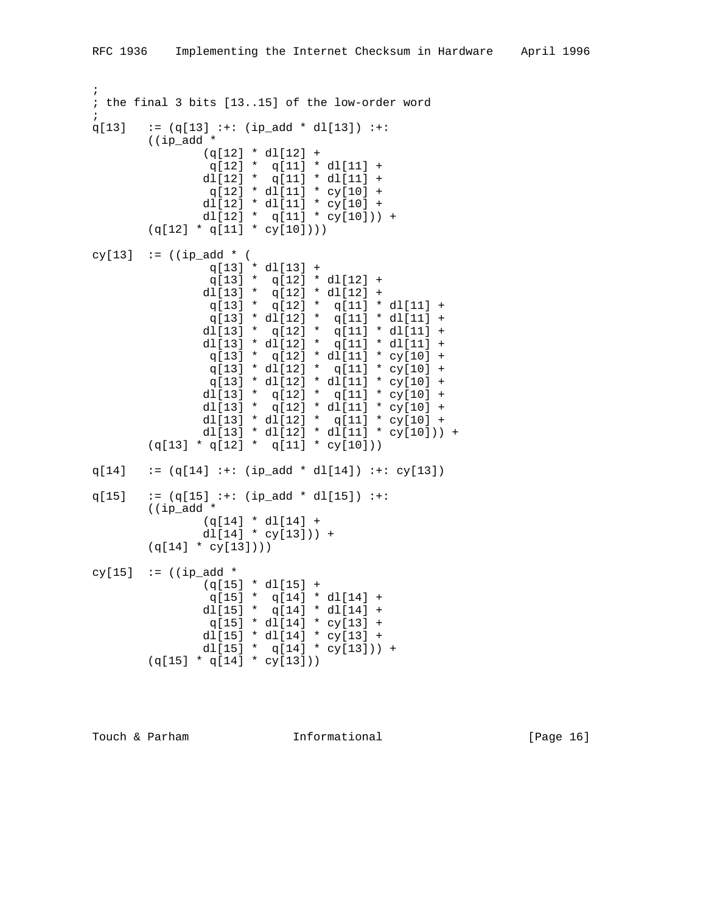```
;
; the final 3 bits [13..15] of the low-order word
;
q[13]   := (q[13] :+: (ip_add * dl[13]) :+:
        ((ip_add *
                (q[12] * dl[12] +
                 q[12] *  q[11] * dl[11] +
                dl[12] *  q[11] * dl[11] +
                 q[12] * dl[11] * cy[10] +
                dl[12] * dl[11] * cy[10] +
                dl[12] *  q[11] * cy[10])) +
        (q[12] * q[11] * cy[10])))

cy[13]  := ((ip_add * (
                 q[13] * dl[13] +
                 q[13] *  q[12] * dl[12] +
                dl[13] *  q[12] * dl[12] +
                 q[13] *  q[12] *  q[11] * dl[11] +
                 q[13] * dl[12] *  q[11] * dl[11] +
                dl[13] *  q[12] *  q[11] * dl[11] +
                dl[13] * dl[12] *  q[11] * dl[11] +
                 q[13] *  q[12] * dl[11] * cy[10] +
                 q[13] * dl[12] *  q[11] * cy[10] +
                 q[13] * dl[12] * dl[11] * cy[10] +
                dl[13] *  q[12] *  q[11] * cy[10] +
                dl[13] *  q[12] * dl[11] * cy[10] +
                dl[13] * dl[12] *  q[11] * cy[10] +
                dl[13] * dl[12] * dl[11] * cy[10])) +
        (q[13] * q[12] *  q[11] * cy[10]))

q[14]   := (q[14] :+: (ip_add * dl[14]) :+: cy[13])

q[15]   := (q[15] :+: (ip_add * dl[15]) :+:
        ((ip_add *
                (q[14] * dl[14] +
                dl[14] * cy[13])) +
        (q[14] * cy[13])))

cy[15]  := ((ip_add *
                (q[15] * dl[15] +
                 q[15] *  q[14] * dl[14] +
                dl[15] *  q[14] * dl[14] +
                 q[15] * dl[14] * cy[13] +
                dl[15] * dl[14] * cy[13] +
                dl[15] *  q[14] * cy[13])) +
        (q[15] * q[14] * cy[13]))
```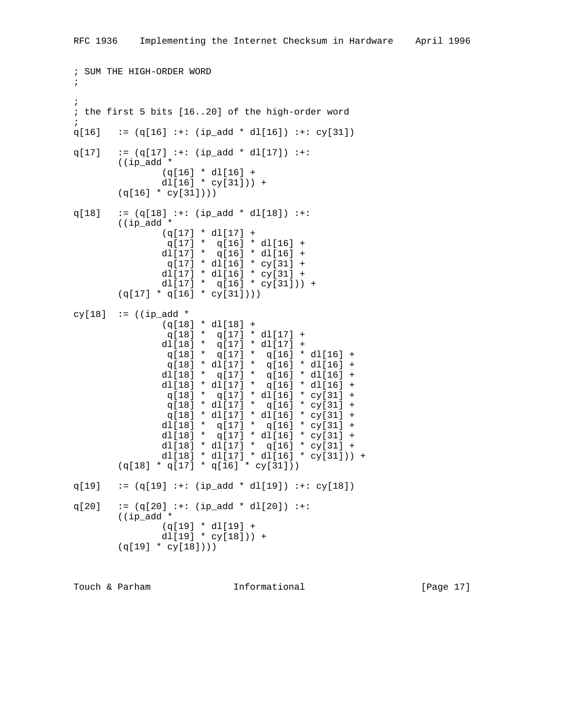```
; SUM THE HIGH-ORDER WORD
;

;
; the first 5 bits [16..20] of the high-order word
;
q[16]   := (q[16] :+: (ip_add * dl[16]) :+: cy[31])

q[17]   := (q[17] :+: (ip_add * dl[17]) :+:
        ((ip_add *
                (q[16] * dl[16] +
                dl[16] * cy[31])) +
        (q[16] * cy[31])))

q[18]   := (q[18] :+: (ip_add * dl[18]) :+:
        ((ip_add *
                (q[17] * dl[17] +
                 q[17] *  q[16] * dl[16] +
                dl[17] *  q[16] * dl[16] +
                 q[17] * dl[16] * cy[31] +
                dl[17] * dl[16] * cy[31] +
                dl[17] *  q[16] * cy[31])) +
        (q[17] * q[16] * cy[31])))

cy[18]  := ((ip_add *
                (q[18] * dl[18] +
                 q[18] *  q[17] * dl[17] +
                dl[18] *  q[17] * dl[17] +
                 q[18] *  q[17] *  q[16] * dl[16] +
                 q[18] * dl[17] *  q[16] * dl[16] +
                dl[18] *  q[17] *  q[16] * dl[16] +
                dl[18] * dl[17] *  q[16] * dl[16] +
                 q[18] *  q[17] * dl[16] * cy[31] +
                 q[18] * dl[17] *  q[16] * cy[31] +
                 q[18] * dl[17] * dl[16] * cy[31] +
                dl[18] *  q[17] *  q[16] * cy[31] +
                dl[18] *  q[17] * dl[16] * cy[31] +
                dl[18] * dl[17] *  q[16] * cy[31] +
                dl[18] * dl[17] * dl[16] * cy[31])) +
        (q[18] * q[17] * q[16] * cy[31]))

q[19]   := (q[19] :+: (ip_add * dl[19]) :+: cy[18])

q[20]   := (q[20] :+: (ip_add * dl[20]) :+:
        ((ip_add *
                (q[19] * dl[19] +
                dl[19] * cy[18])) +
        (q[19] * cy[18])))
```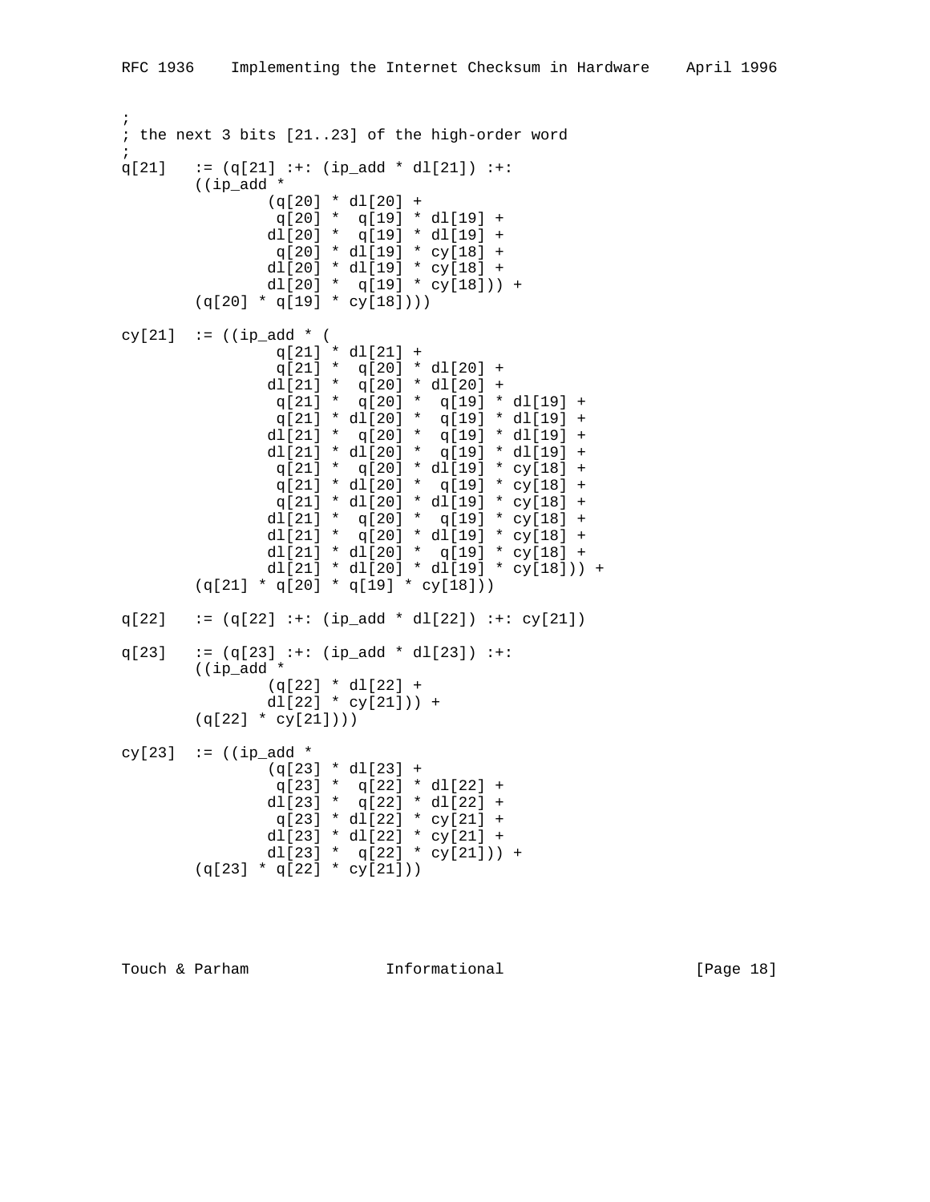```
;
; the next 3 bits [21..23] of the high-order word
;
q[21]   := (q[21] :+: (ip_add * dl[21]) :+:
        ((ip_add *
                (q[20] * dl[20] +
                 q[20] *  q[19] * dl[19] +
                dl[20] *  q[19] * dl[19] +
                 q[20] * dl[19] * cy[18] +
                dl[20] * dl[19] * cy[18] +
                dl[20] *  q[19] * cy[18])) +
        (q[20] * q[19] * cy[18])))

cy[21]  := ((ip_add * (
                 q[21] * dl[21] +
                 q[21] *  q[20] * dl[20] +
                dl[21] *  q[20] * dl[20] +
                 q[21] *  q[20] *  q[19] * dl[19] +
                 q[21] * dl[20] *  q[19] * dl[19] +
                dl[21] *  q[20] *  q[19] * dl[19] +
                dl[21] * dl[20] *  q[19] * dl[19] +
                 q[21] *  q[20] * dl[19] * cy[18] +
                 q[21] * dl[20] *  q[19] * cy[18] +
                 q[21] * dl[20] * dl[19] * cy[18] +
                dl[21] *  q[20] *  q[19] * cy[18] +
                dl[21] *  q[20] * dl[19] * cy[18] +
                dl[21] * dl[20] *  q[19] * cy[18] +
                dl[21] * dl[20] * dl[19] * cy[18])) +
        (q[21] * q[20] * q[19] * cy[18]))

q[22]   := (q[22] :+: (ip_add * dl[22]) :+: cy[21])

q[23]   := (q[23] :+: (ip_add * dl[23]) :+:
        ((ip_add *
                (q[22] * dl[22] +
                dl[22] * cy[21])) +
        (q[22] * cy[21])))

cy[23]  := ((ip_add *
                (q[23] * dl[23] +
                 q[23] *  q[22] * dl[22] +
                dl[23] *  q[22] * dl[22] +
                 q[23] * dl[22] * cy[21] +
                dl[23] * dl[22] * cy[21] +
                dl[23] *  q[22] * cy[21])) +
        (q[23] * q[22] * cy[21]))
```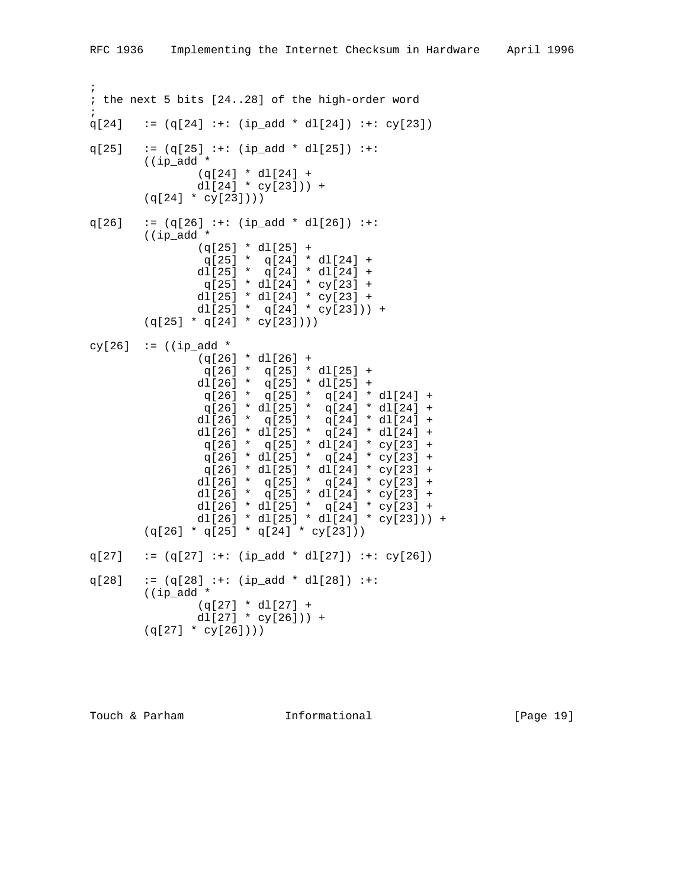```
;
; the next 5 bits [24..28] of the high-order word
;
q[24]   := (q[24] :+: (ip_add * dl[24]) :+: cy[23])

q[25]   := (q[25] :+: (ip_add * dl[25]) :+:
        ((ip_add *
                (q[24] * dl[24] +
                dl[24] * cy[23])) +
        (q[24] * cy[23])))

q[26]   := (q[26] :+: (ip_add * dl[26]) :+:
        ((ip_add *
                (q[25] * dl[25] +
                 q[25] *  q[24] * dl[24] +
                dl[25] *  q[24] * dl[24] +
                 q[25] * dl[24] * cy[23] +
                dl[25] * dl[24] * cy[23] +
                dl[25] *  q[24] * cy[23])) +
        (q[25] * q[24] * cy[23])))

cy[26]  := ((ip_add *
                (q[26] * dl[26] +
                 q[26] *  q[25] * dl[25] +
                dl[26] *  q[25] * dl[25] +
                 q[26] *  q[25] *  q[24] * dl[24] +
                 q[26] * dl[25] *  q[24] * dl[24] +
                dl[26] *  q[25] *  q[24] * dl[24] +
                dl[26] * dl[25] *  q[24] * dl[24] +
                 q[26] *  q[25] * dl[24] * cy[23] +
                 q[26] * dl[25] *  q[24] * cy[23] +
                 q[26] * dl[25] * dl[24] * cy[23] +
                dl[26] *  q[25] *  q[24] * cy[23] +
                dl[26] *  q[25] * dl[24] * cy[23] +
                dl[26] * dl[25] *  q[24] * cy[23] +
                dl[26] * dl[25] * dl[24] * cy[23])) +
        (q[26] * q[25] * q[24] * cy[23]))

q[27]   := (q[27] :+: (ip_add * dl[27]) :+: cy[26])

q[28]   := (q[28] :+: (ip_add * dl[28]) :+:
        ((ip_add *
                (q[27] * dl[27] +
                dl[27] * cy[26])) +
        (q[27] * cy[26])))
```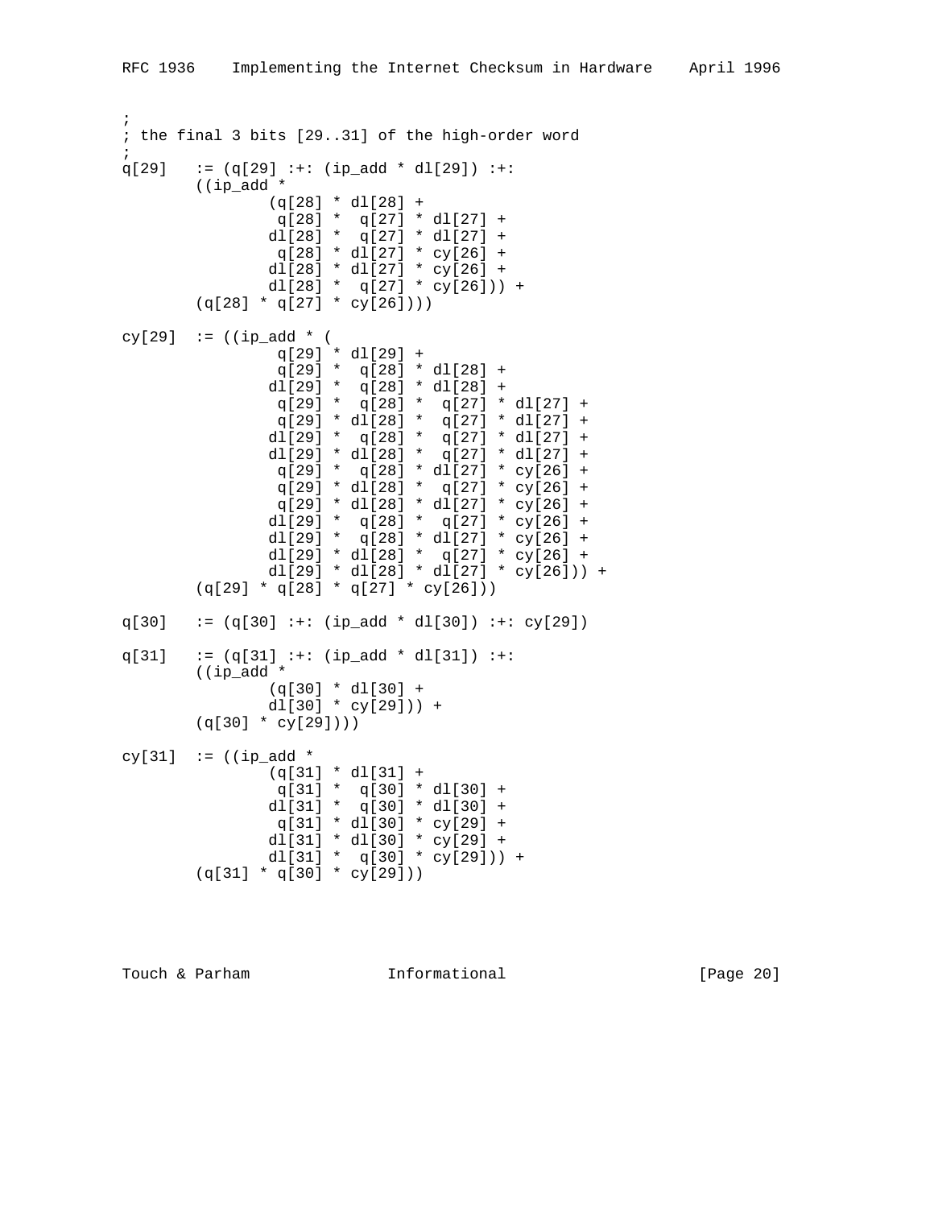```
;
; the final 3 bits [29..31] of the high-order word
;
q[29]   := (q[29] :+: (ip_add * dl[29]) :+:
        ((ip_add *
                (q[28] * dl[28] +
                 q[28] *  q[27] * dl[27] +
                dl[28] *  q[27] * dl[27] +
                 q[28] * dl[27] * cy[26] +
                dl[28] * dl[27] * cy[26] +
                dl[28] *  q[27] * cy[26])) +
        (q[28] * q[27] * cy[26])))

cy[29]  := ((ip_add * (
                 q[29] * dl[29] +
                 q[29] *  q[28] * dl[28] +
                dl[29] *  q[28] * dl[28] +
                 q[29] *  q[28] *  q[27] * dl[27] +
                 q[29] * dl[28] *  q[27] * dl[27] +
                dl[29] *  q[28] *  q[27] * dl[27] +
                dl[29] * dl[28] *  q[27] * dl[27] +
                 q[29] *  q[28] * dl[27] * cy[26] +
                 q[29] * dl[28] *  q[27] * cy[26] +
                 q[29] * dl[28] * dl[27] * cy[26] +
                dl[29] *  q[28] *  q[27] * cy[26] +
                dl[29] *  q[28] * dl[27] * cy[26] +
                dl[29] * dl[28] *  q[27] * cy[26] +
                dl[29] * dl[28] * dl[27] * cy[26])) +
        (q[29] * q[28] * q[27] * cy[26]))

q[30]   := (q[30] :+: (ip_add * dl[30]) :+: cy[29])

q[31]   := (q[31] :+: (ip_add * dl[31]) :+:
        ((ip_add *
                (q[30] * dl[30] +
                dl[30] * cy[29])) +
        (q[30] * cy[29])))

cy[31]  := ((ip_add *
                (q[31] * dl[31] +
                 q[31] *  q[30] * dl[30] +
                dl[31] *  q[30] * dl[30] +
                 q[31] * dl[30] * cy[29] +
                dl[31] * dl[30] * cy[29] +
                dl[31] *  q[30] * cy[29])) +
        (q[31] * q[30] * cy[29]))
```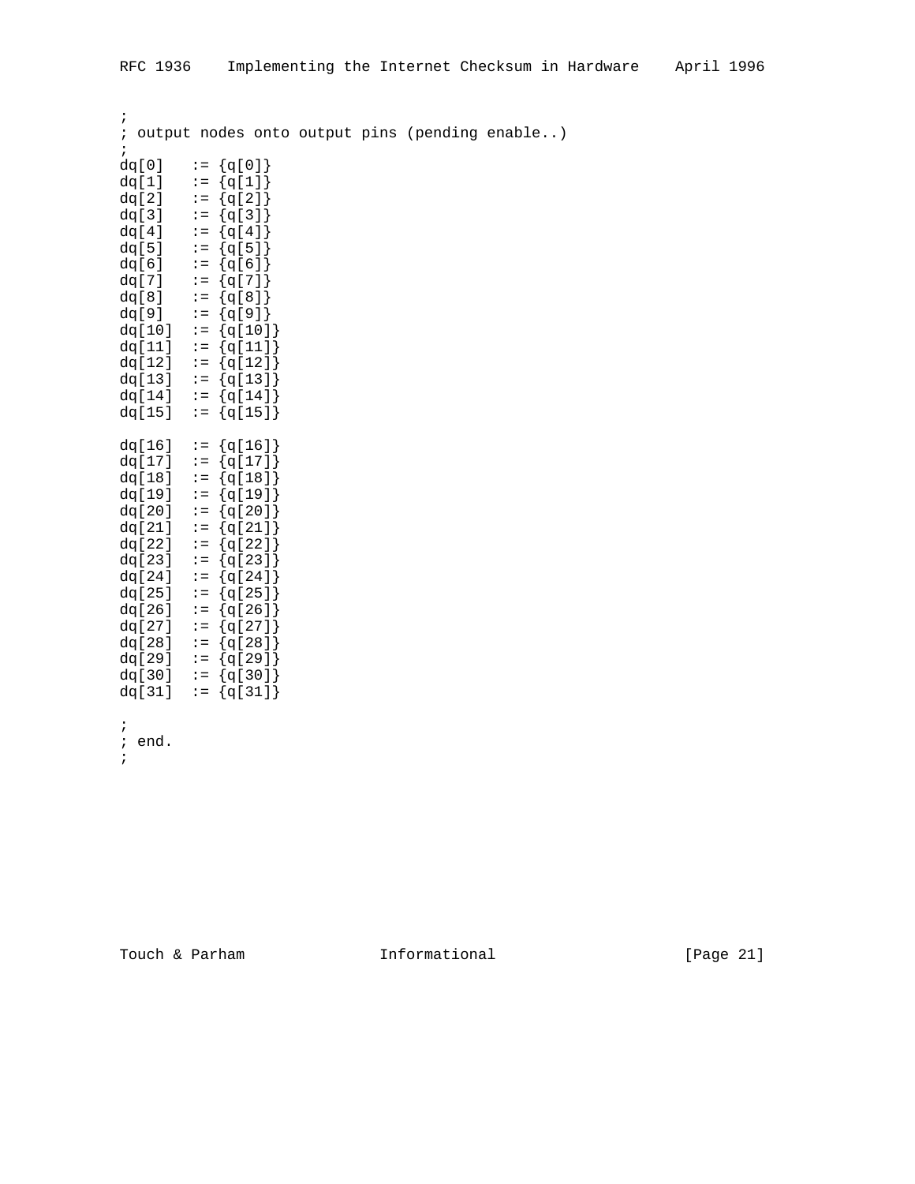```
;
; output nodes onto output pins (pending enable..)
;
dq[0]   := {q[0]}
dq[1]   := {q[1]}
dq[2]   := {q[2]}
dq[3]   := {q[3]}
dq[4]   := {q[4]}
dq[5]   := {q[5]}
dq[6]   := {q[6]}
dq[7]   := {q[7]}
dq[8]   := {q[8]}
dq[9]   := {q[9]}
dq[10]  := {q[10]}
dq[11]  := {q[11]}
dq[12]  := {q[12]}
dq[13]  := {q[13]}
dq[14]  := {q[14]}
dq[15]  := {q[15]}

dq[16]  := {q[16]}
dq[17]  := {q[17]}
dq[18]  := {q[18]}
dq[19]  := {q[19]}
dq[20]  := {q[20]}
dq[21]  := {q[21]}
dq[22]  := {q[22]}
dq[23]  := {q[23]}
dq[24]  := {q[24]}
dq[25]  := {q[25]}
dq[26]  := {q[26]}
dq[27]  := {q[27]}
dq[28]  := {q[28]}
dq[29]  := {q[29]}
dq[30]  := {q[30]}
dq[31]  := {q[31]}

;
; end.
;
```